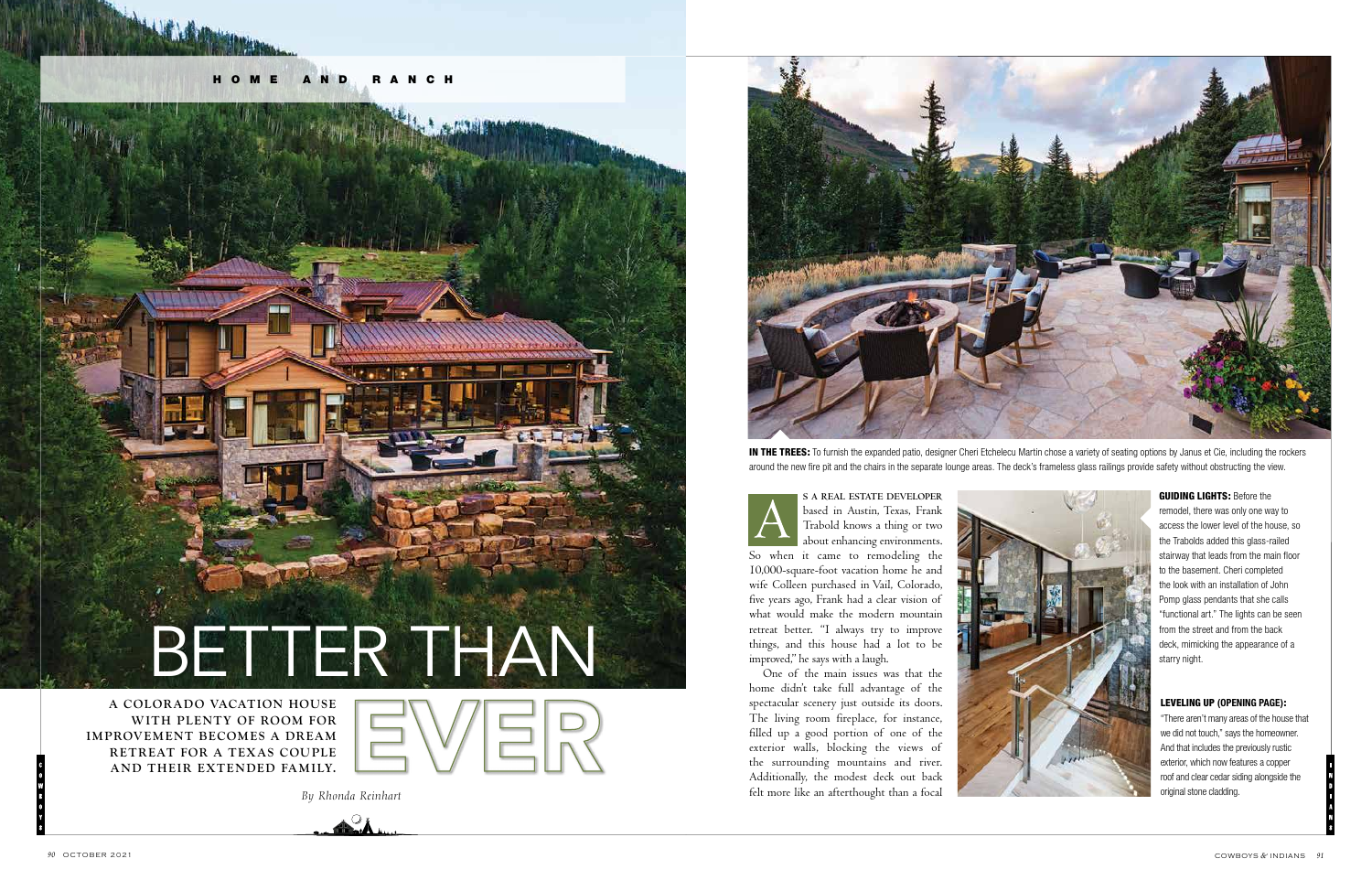# BETTER THAN EVER

**A COLORADO VACATION HOUSE WITH PLENTY OF ROOM FOR IMPROVEMENT BECOMES A DREAM RETREAT FOR A TEXAS COUPLE AND THEIR EXTENDED FAMILY.**

*By Rhonda Reinhart*

**IN THE TREES:** To furnish the expanded patio, designer Cheri Etchelecu Martin chose a variety of seating options by Janus et Cie, including the rockers around the new fire pit and the chairs in the separate lounge areas. The deck's frameless glass railings provide safety without obstructing the view.

As a real estate developer based in Austin, Texas, Frank Trabold knows a thing or two about enhancing environments. So when it came to remodeling the 10,000-square-foot vacation home he and wife Colleen purchased in Vail, Colorado, five years ago, Frank had a clear vision of what would make the modern mountain retreat better. "I always try to improve things, and this house had a lot to be improved," he says with a laugh.

One of the main issues was that the home didn't take full advantage of the spectacular scenery just outside its doors. The living room fireplace, for instance, filled up a good portion of one of the exterior walls, blocking the views of the surrounding mountains and river. Additionally, the modest deck out back felt more like an afterthought than a focal

**GUIDING LIGHTS:** Before the remodel, there was only one way to access the lower level of the house, so the Trabolds added this glass-railed stairway that leads from the main floor to the basement. Cheri completed the look with an installation of John Pomp glass pendants that she calls "functional art." The lights can be seen from the street and from the back deck, mimicking the appearance of a starry night.

**LEVELING UP (OPENING PAGE):** "There aren't many areas of the house that we did not touch," says the homeowner. And that includes the previously rustic exterior, which now features a copper roof and clear cedar siding alongside the original stone cladding.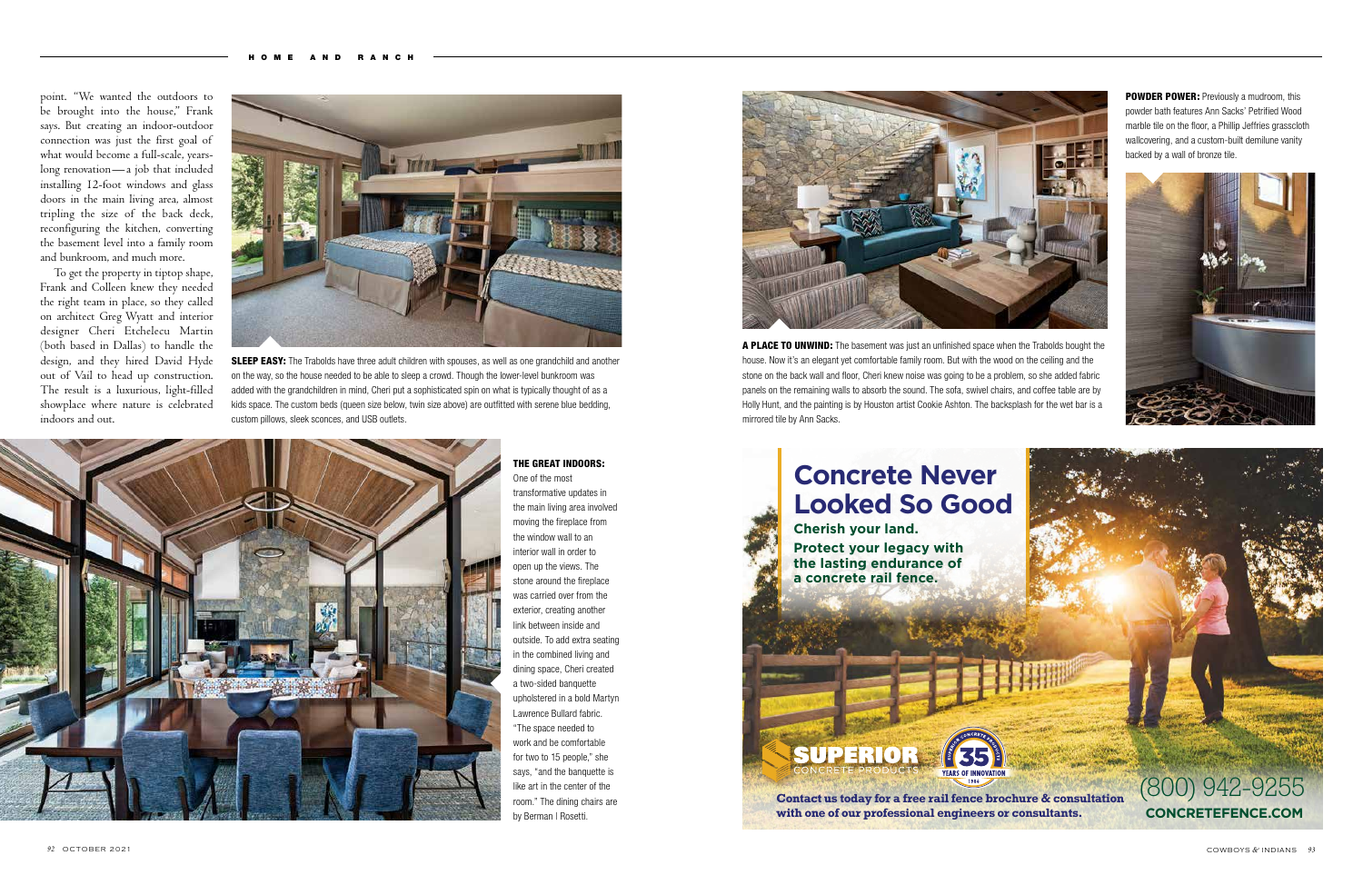point. "We wanted the outdoors to be brought into the house," Frank says. But creating an indoor-outdoor connection was just the first goal of what would become a full-scale, years-long renovation—a job that included installing 12-foot windows and glass doors in the main living area, almost tripling the size of the back deck, reconfiguring the kitchen, converting the basement level into a family room and bunkroom, and much more.

To get the property in tiptop shape, Frank and Colleen knew they needed the right team in place, so they called on architect Greg Wyatt and interior designer Cheri Etchelecu Martin (both based in Dallas) to handle the design, and they hired David Hyde out of Vail to head up construction. The result is a luxurious, light-filled showplace where nature is celebrated indoors and out.

**SLEEP EASY:** The Trabolds have three adult children with spouses, as well as one grandchild and another on the way, so the house needed to be able to sleep a crowd. Though the lower-level bunkroom was added with the grandchildren in mind, Cheri put a sophisticated spin on what is typically thought of as a kids space. The custom beds (queen size below, twin size above) are outfitted with serene blue bedding, custom pillows, sleek sconces, and USB outlets.

**THE GREAT INDOORS:** One of the most transformative updates in the main living area involved moving the fireplace from the window wall to an interior wall in order to open up the views. The stone around the fireplace was carried over from the exterior, creating another link between inside and outside. To add extra seating in the combined living and dining space, Cheri created a two-sided banquette upholstered in a bold Martyn Lawrence Bullard fabric. "The space needed to work and be comfortable for two to 15 people," she says, "and the banquette is like art in the center of the room." The dining chairs are by Berman | Rosetti.

**A PLACE TO UNWIND:** The basement was just an unfinished space when the Trabolds bought the house. Now it's an elegant yet comfortable family room. But with the wood on the ceiling and the stone on the back wall and floor, Cheri knew noise was going to be a problem, so she added fabric panels on the remaining walls to absorb the sound. The sofa, swivel chairs, and coffee table are by Holly Hunt, and the painting is by Houston artist Cookie Ashton. The backsplash for the wet bar is a mirrored tile by Ann Sacks.

**POWDER POWER:** Previously a mudroom, this powder bath features Ann Sacks' Petrified Wood marble tile on the floor, a Phillip Jeffries grasscloth wallcovering, and a custom-built demilune vanity backed by a wall of bronze tile.

**Concrete Never Looked So Good**

**Cherish your land.**
**Protect your legacy with the lasting endurance of a concrete rail fence.**

SUPERIOR CONCRETE PRODUCTS — 35 YEARS OF INNOVATION 1986

**Contact us today for a free rail fence brochure & consultation with one of our professional engineers or consultants.**

(800) 942-9255
**CONCRETEFENCE.COM**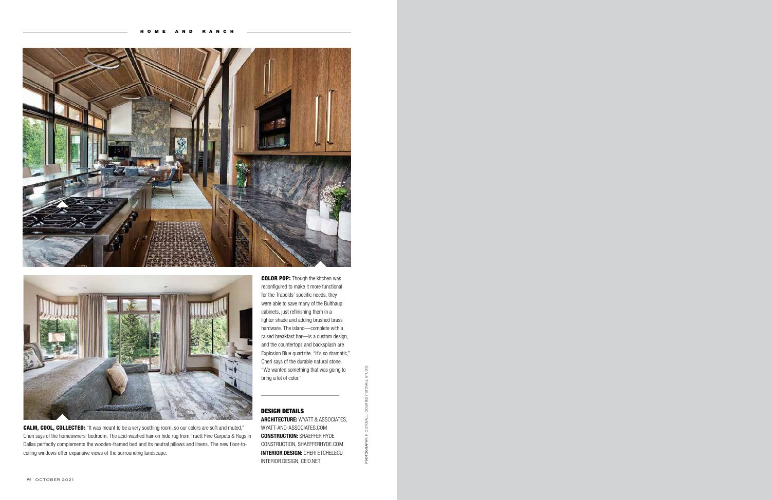**COLOR POP:** Though the kitchen was reconfigured to make it more functional for the Trabolds' specific needs, they were able to save many of the Bulthaup cabinets, just refinishing them in a lighter shade and adding brushed brass hardware. The island—complete with a raised breakfast bar—is a custom design, and the countertops and backsplash are Explosion Blue quartzite. "It's so dramatic," Cheri says of the durable natural stone. "We wanted something that was going to bring a lot of color."

**CALM, COOL, COLLECTED:** "It was meant to be a very soothing room, so our colors are soft and muted," Cheri says of the homeowners' bedroom. The acid-washed hair-on hide rug from Truett Fine Carpets & Rugs in Dallas perfectly complements the wooden-framed bed and its neutral pillows and linens. The new floor-to-ceiling windows offer expansive views of the surrounding landscape.

## DESIGN DETAILS

**ARCHITECTURE:** WYATT & ASSOCIATES, WYATT-AND-ASSOCIATES.COM
**CONSTRUCTION:** SHAEFFER HYDE CONSTRUCTION, SHAEFFERHYDE.COM
**INTERIOR DESIGN:** CHERI ETCHELECU INTERIOR DESIGN, CEID.NET

PHOTOGRAPHY: RIC STOVALL, COURTESY STOVALL STUDIO